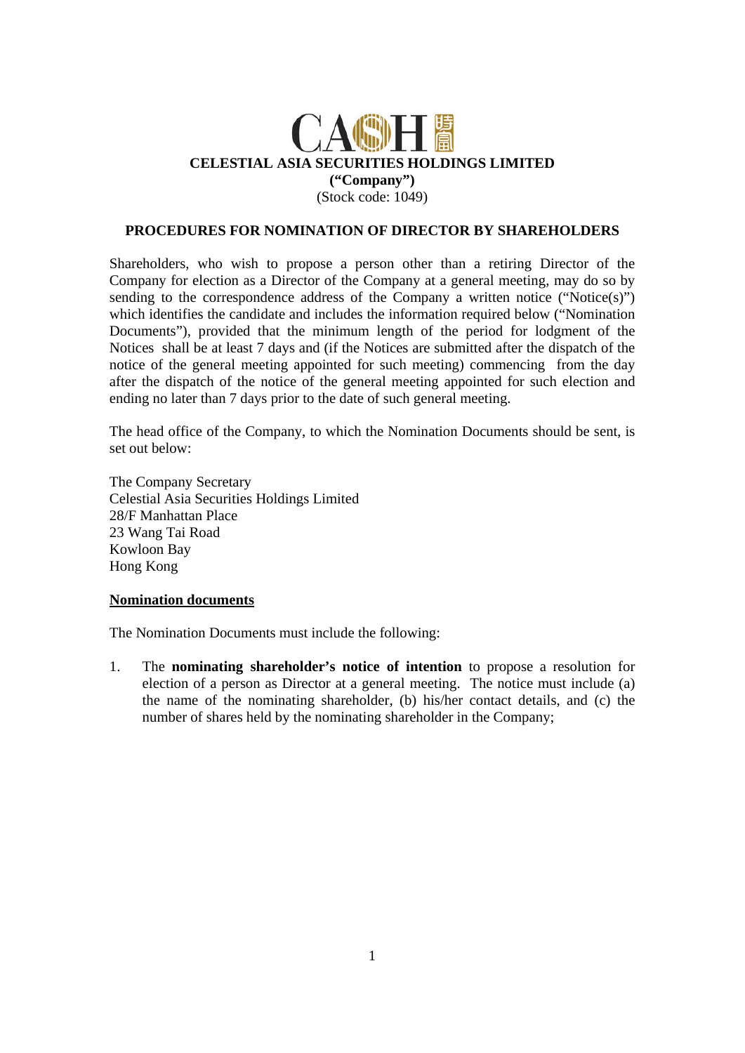**CELESTIAL ASIA SECURITIES HOLDINGS LIMITED**
**("Company")**
(Stock code: 1049)

## PROCEDURES FOR NOMINATION OF DIRECTOR BY SHAREHOLDERS

Shareholders, who wish to propose a person other than a retiring Director of the Company for election as a Director of the Company at a general meeting, may do so by sending to the correspondence address of the Company a written notice ("Notice(s)") which identifies the candidate and includes the information required below ("Nomination Documents"), provided that the minimum length of the period for lodgment of the Notices shall be at least 7 days and (if the Notices are submitted after the dispatch of the notice of the general meeting appointed for such meeting) commencing from the day after the dispatch of the notice of the general meeting appointed for such election and ending no later than 7 days prior to the date of such general meeting.

The head office of the Company, to which the Nomination Documents should be sent, is set out below:

The Company Secretary
Celestial Asia Securities Holdings Limited
28/F Manhattan Place
23 Wang Tai Road
Kowloon Bay
Hong Kong

### Nomination documents

The Nomination Documents must include the following:

1. The **nominating shareholder's notice of intention** to propose a resolution for election of a person as Director at a general meeting. The notice must include (a) the name of the nominating shareholder, (b) his/her contact details, and (c) the number of shares held by the nominating shareholder in the Company;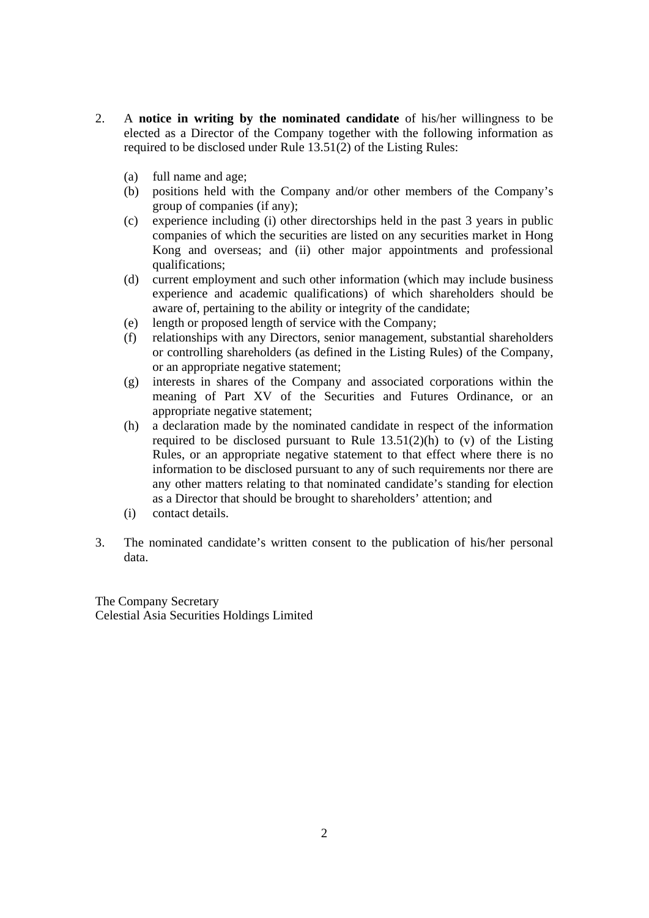2. A **notice in writing by the nominated candidate** of his/her willingness to be elected as a Director of the Company together with the following information as required to be disclosed under Rule 13.51(2) of the Listing Rules:

   (a) full name and age;
   (b) positions held with the Company and/or other members of the Company's group of companies (if any);
   (c) experience including (i) other directorships held in the past 3 years in public companies of which the securities are listed on any securities market in Hong Kong and overseas; and (ii) other major appointments and professional qualifications;
   (d) current employment and such other information (which may include business experience and academic qualifications) of which shareholders should be aware of, pertaining to the ability or integrity of the candidate;
   (e) length or proposed length of service with the Company;
   (f) relationships with any Directors, senior management, substantial shareholders or controlling shareholders (as defined in the Listing Rules) of the Company, or an appropriate negative statement;
   (g) interests in shares of the Company and associated corporations within the meaning of Part XV of the Securities and Futures Ordinance, or an appropriate negative statement;
   (h) a declaration made by the nominated candidate in respect of the information required to be disclosed pursuant to Rule 13.51(2)(h) to (v) of the Listing Rules, or an appropriate negative statement to that effect where there is no information to be disclosed pursuant to any of such requirements nor there are any other matters relating to that nominated candidate's standing for election as a Director that should be brought to shareholders' attention; and
   (i) contact details.

3. The nominated candidate's written consent to the publication of his/her personal data.

The Company Secretary
Celestial Asia Securities Holdings Limited